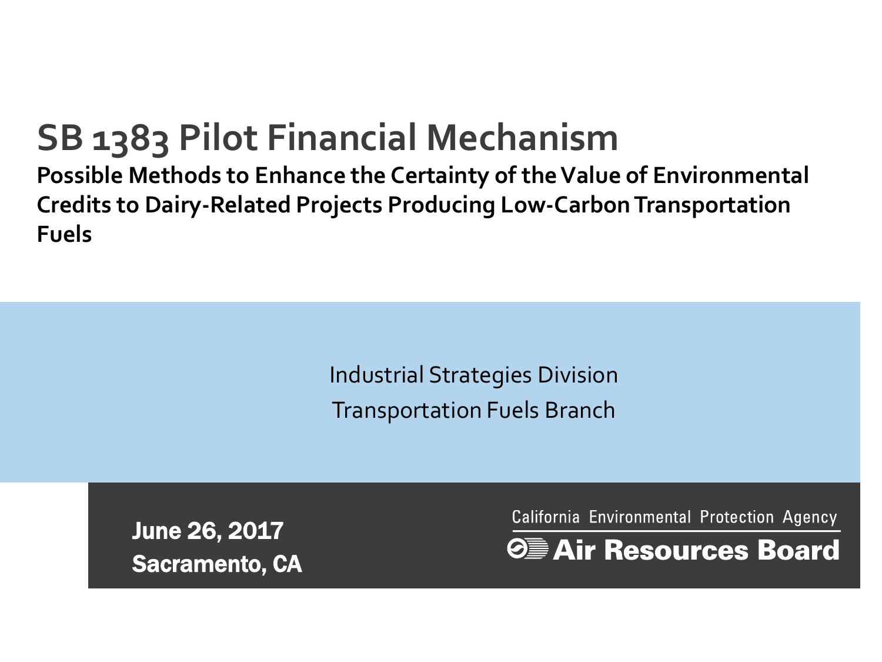# SB 1383 Pilot Financial Mechanism

**Possible Methods to Enhance the Certainty of the Value of Environmental Credits to Dairy-Related Projects Producing Low-Carbon Transportation Fuels**

Industrial Strategies Division

Transportation Fuels Branch

**June 26, 2017**

**Sacramento, CA**

California Environmental Protection Agency

**Air Resources Board**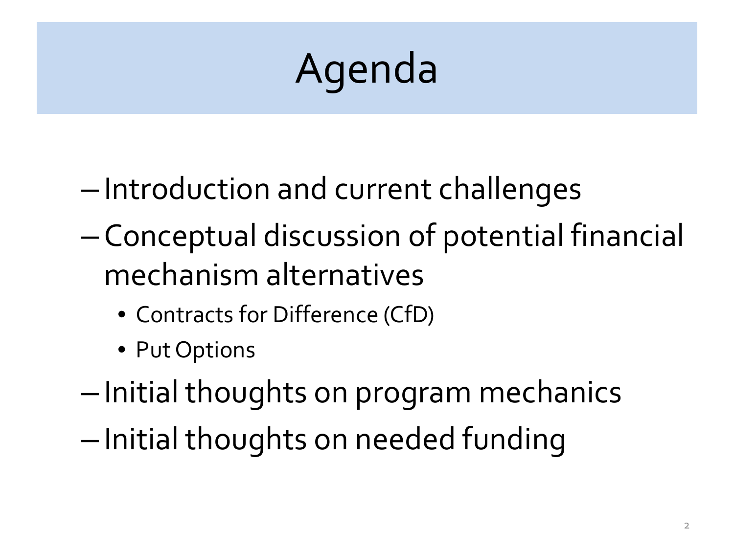# Agenda

- Introduction and current challenges
- Conceptual discussion of potential financial mechanism alternatives
  - Contracts for Difference (CfD)
  - Put Options
- Initial thoughts on program mechanics
- Initial thoughts on needed funding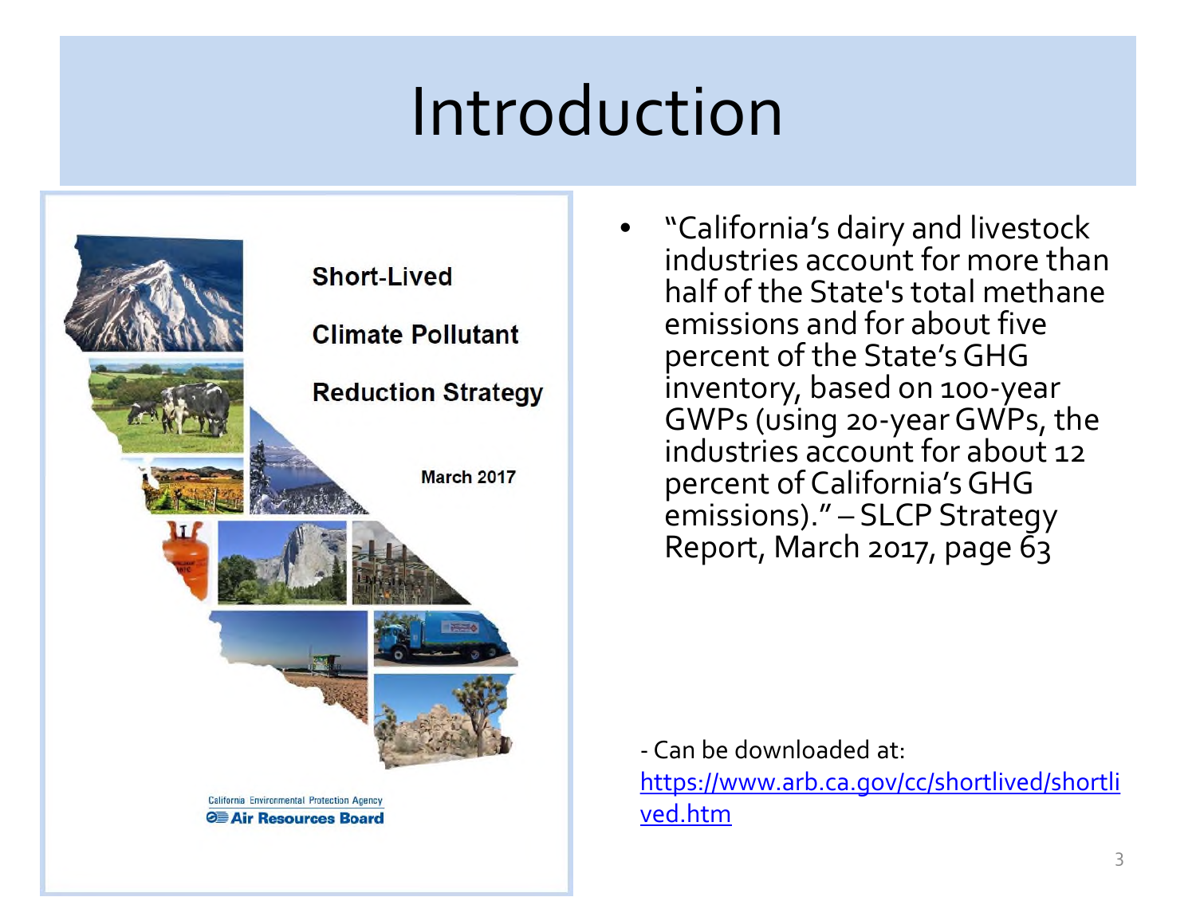# Introduction

Short-Lived

Climate Pollutant

Reduction Strategy

March 2017

California Environmental Protection Agency
Air Resources Board

- "California's dairy and livestock industries account for more than half of the State's total methane emissions and for about five percent of the State's GHG inventory, based on 100-year GWPs (using 20-year GWPs, the industries account for about 12 percent of California's GHG emissions)." – SLCP Strategy Report, March 2017, page 63

- Can be downloaded at: https://www.arb.ca.gov/cc/shortlived/shortlived.htm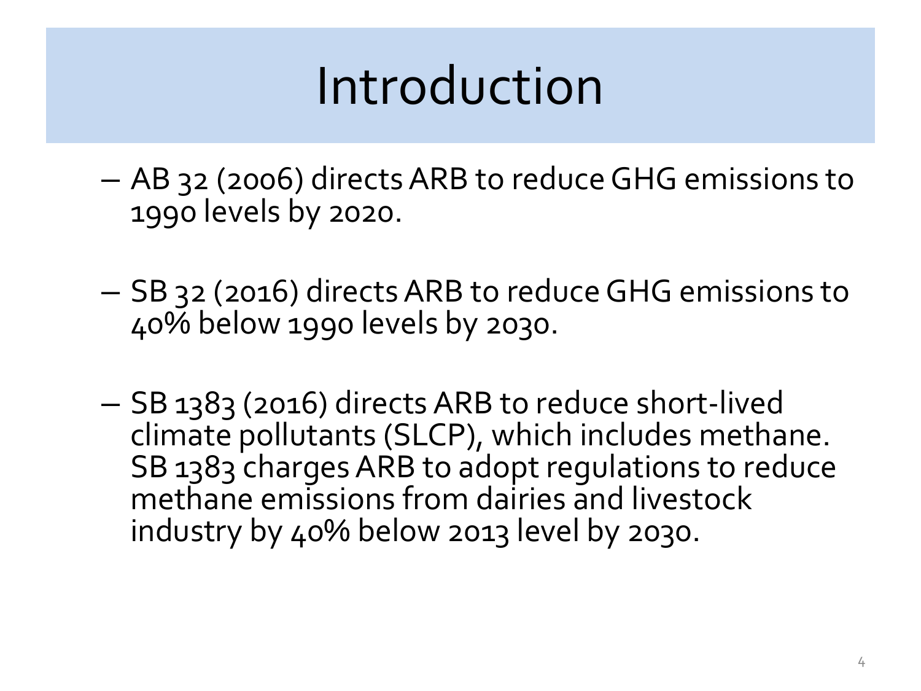# Introduction

- AB 32 (2006) directs ARB to reduce GHG emissions to 1990 levels by 2020.
- SB 32 (2016) directs ARB to reduce GHG emissions to 40% below 1990 levels by 2030.
- SB 1383 (2016) directs ARB to reduce short-lived climate pollutants (SLCP), which includes methane. SB 1383 charges ARB to adopt regulations to reduce methane emissions from dairies and livestock industry by 40% below 2013 level by 2030.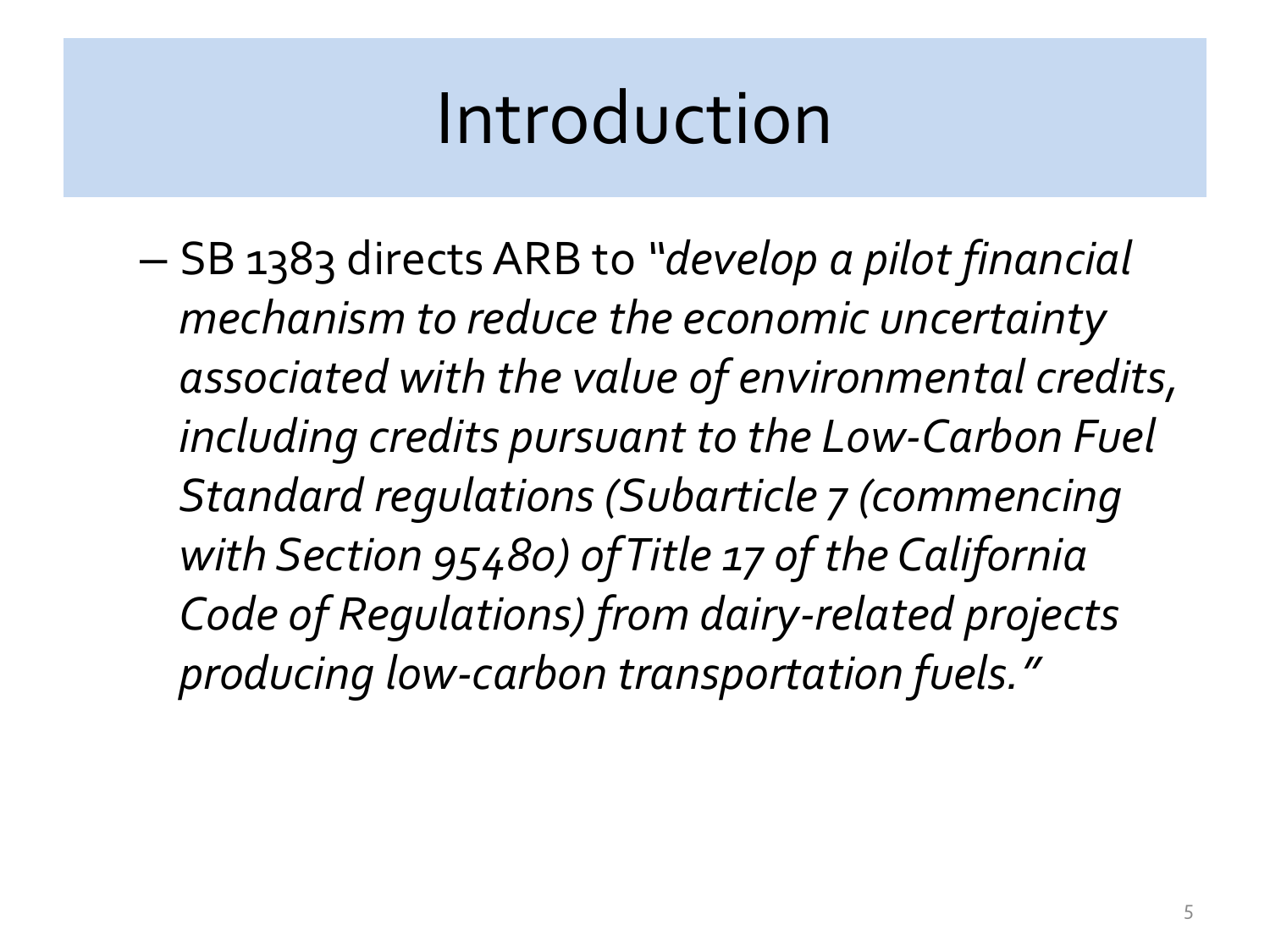# Introduction

- SB 1383 directs ARB to *"develop a pilot financial mechanism to reduce the economic uncertainty associated with the value of environmental credits, including credits pursuant to the Low-Carbon Fuel Standard regulations (Subarticle 7 (commencing with Section 95480) of Title 17 of the California Code of Regulations) from dairy-related projects producing low-carbon transportation fuels."*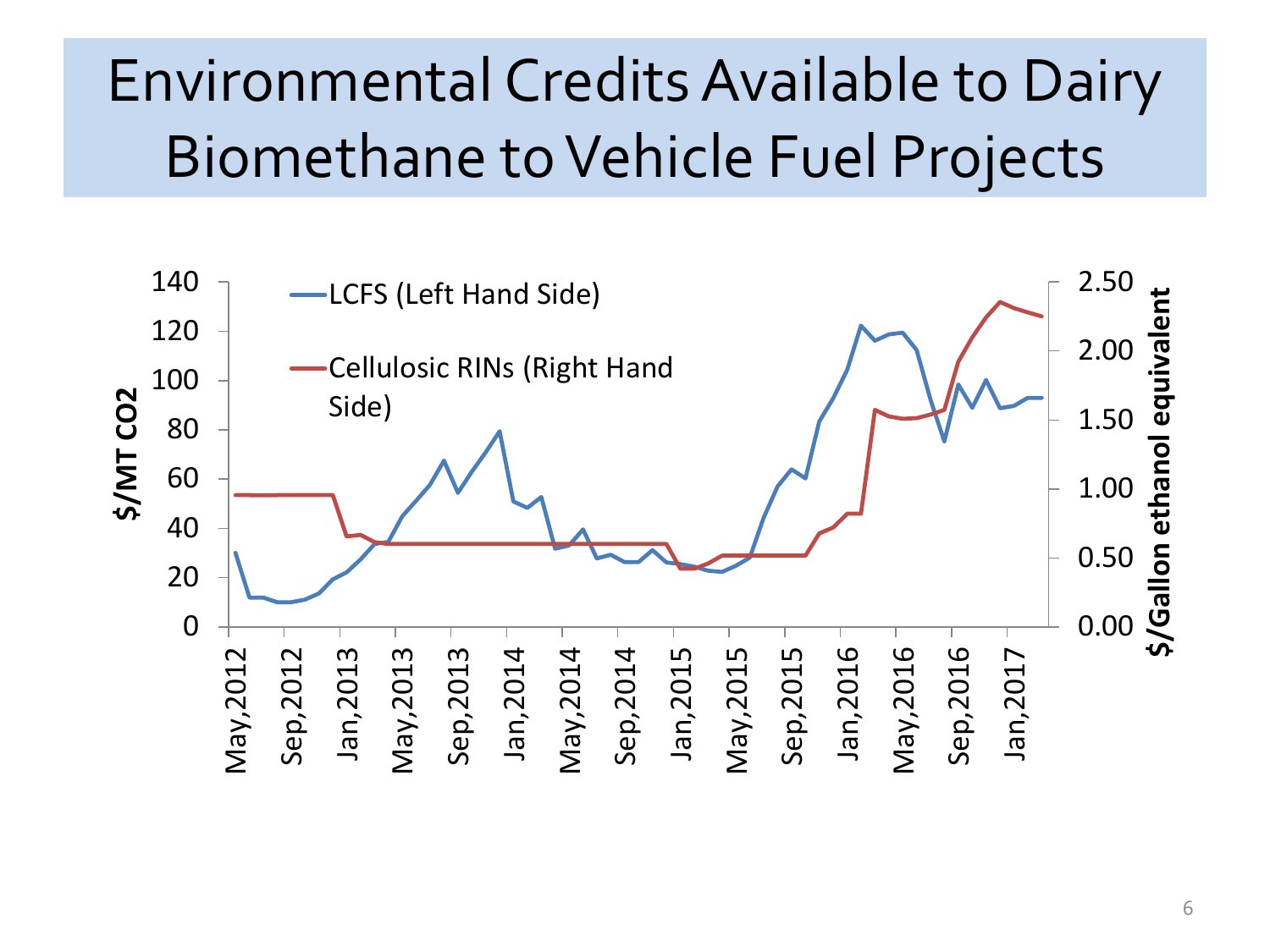# Environmental Credits Available to Dairy Biomethane to Vehicle Fuel Projects

- LCFS (Left Hand Side)
- Cellulosic RINs (Right Hand Side)

Left axis: $/MT CO2 (0–140)

Right axis: $/Gallon ethanol equivalent (0.00–2.50)

X-axis: May,2012; Sep,2012; Jan,2013; May,2013; Sep,2013; Jan,2014; May,2014; Sep,2014; Jan,2015; May,2015; Sep,2015; Jan,2016; May,2016; Sep,2016; Jan,2017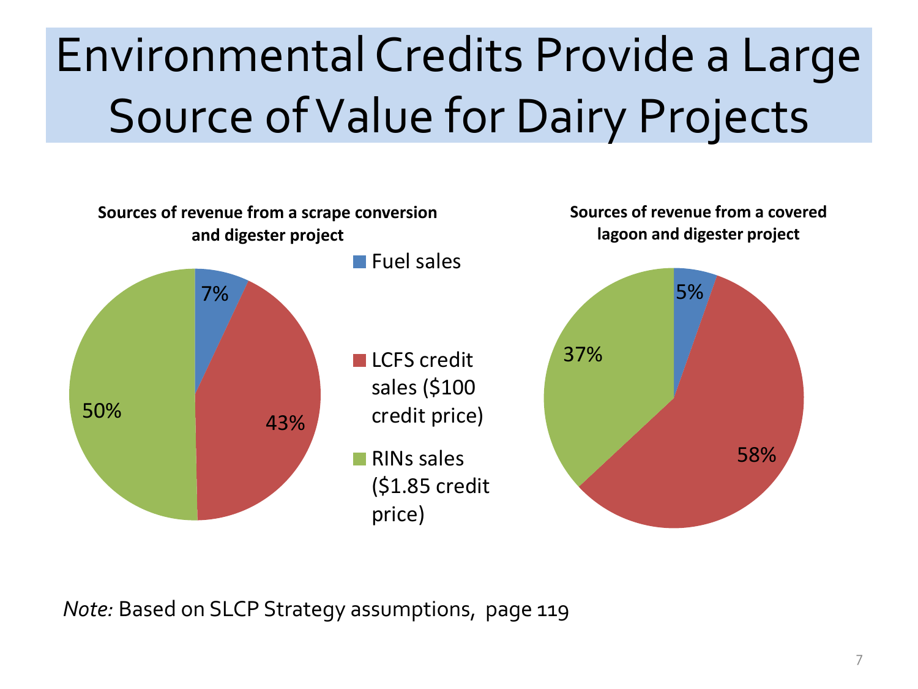# Environmental Credits Provide a Large Source of Value for Dairy Projects

**Sources of revenue from a scrape conversion and digester project**

| Source | Share |
| --- | --- |
| Fuel sales | 7% |
| LCFS credit sales ($100 credit price) | 43% |
| RINs sales ($1.85 credit price) | 50% |

**Sources of revenue from a covered lagoon and digester project**

| Source | Share |
| --- | --- |
| Fuel sales | 5% |
| LCFS credit sales ($100 credit price) | 58% |
| RINs sales ($1.85 credit price) | 37% |

*Note:* Based on SLCP Strategy assumptions, page 119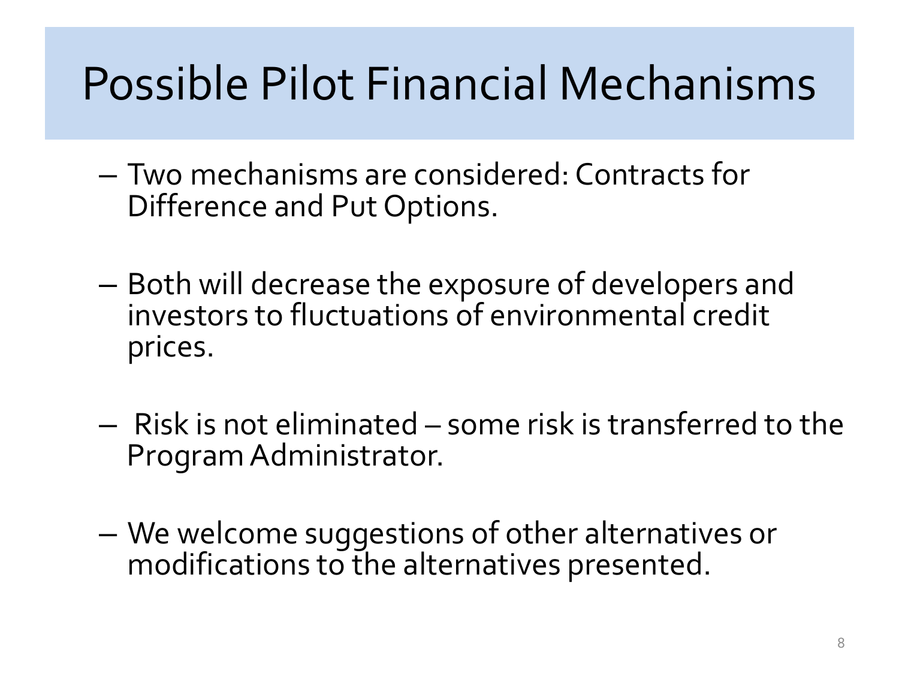# Possible Pilot Financial Mechanisms

- Two mechanisms are considered: Contracts for Difference and Put Options.
- Both will decrease the exposure of developers and investors to fluctuations of environmental credit prices.
- Risk is not eliminated – some risk is transferred to the Program Administrator.
- We welcome suggestions of other alternatives or modifications to the alternatives presented.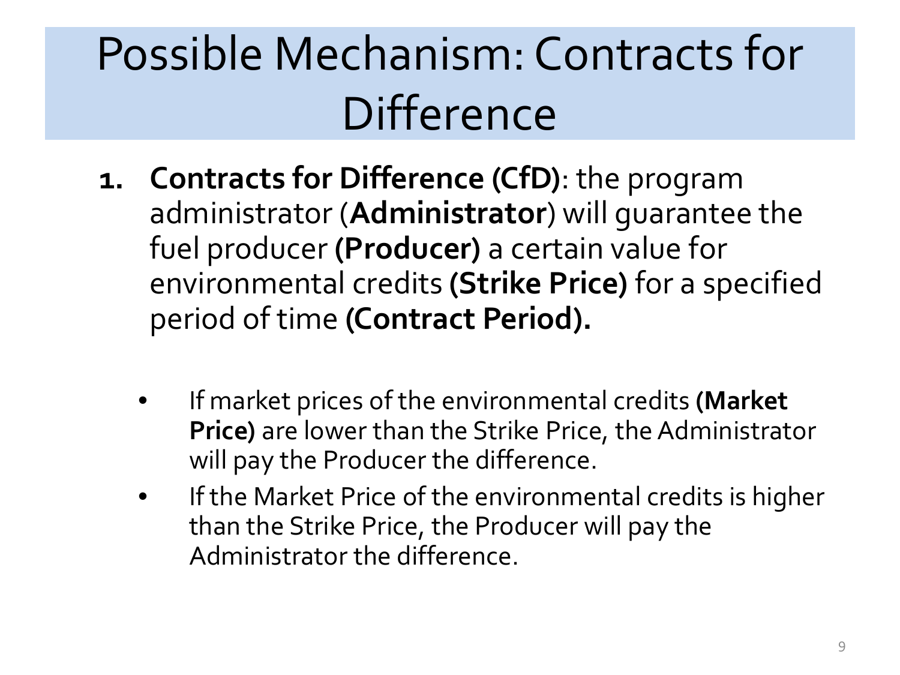# Possible Mechanism: Contracts for Difference

1. **Contracts for Difference (CfD)**: the program administrator (**Administrator**) will guarantee the fuel producer **(Producer)** a certain value for environmental credits **(Strike Price)** for a specified period of time **(Contract Period).**

   - If market prices of the environmental credits **(Market Price)** are lower than the Strike Price, the Administrator will pay the Producer the difference.
   - If the Market Price of the environmental credits is higher than the Strike Price, the Producer will pay the Administrator the difference.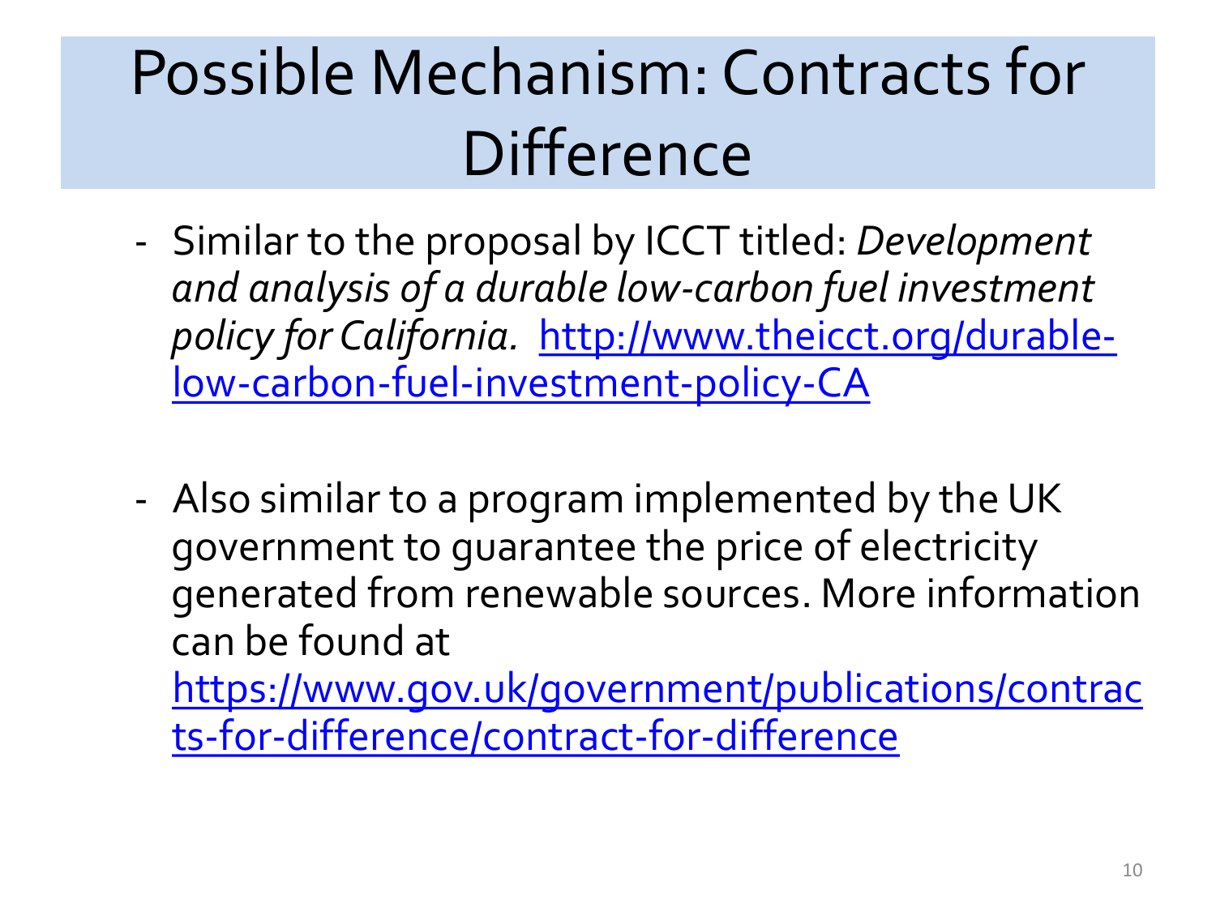# Possible Mechanism: Contracts for Difference

- Similar to the proposal by ICCT titled: *Development and analysis of a durable low-carbon fuel investment policy for California.* [http://www.theicct.org/durable-low-carbon-fuel-investment-policy-CA](http://www.theicct.org/durable-low-carbon-fuel-investment-policy-CA)

- Also similar to a program implemented by the UK government to guarantee the price of electricity generated from renewable sources. More information can be found at [https://www.gov.uk/government/publications/contracts-for-difference/contract-for-difference](https://www.gov.uk/government/publications/contracts-for-difference/contract-for-difference)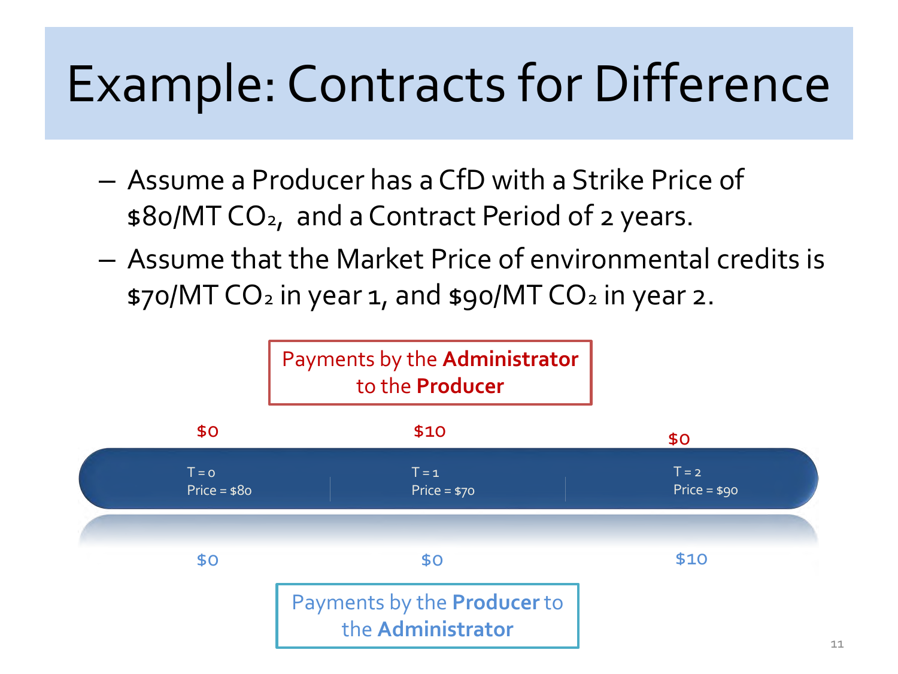# Example: Contracts for Difference

- Assume a Producer has a CfD with a Strike Price of \$80/MT $CO_2$, and a Contract Period of 2 years.
- Assume that the Market Price of environmental credits is \$70/MT $CO_2$ in year 1, and \$90/MT $CO_2$ in year 2.

**Payments by the Administrator to the Producer**

| | T = 0 | T = 1 | T = 2 |
|---|---|---|---|
| Price | \$80 | \$70 | \$90 |
| Payments by the **Administrator** to the **Producer** | \$0 | \$10 | \$0 |
| Payments by the **Producer** to the **Administrator** | \$0 | \$0 | \$10 |

**Payments by the Producer to the Administrator**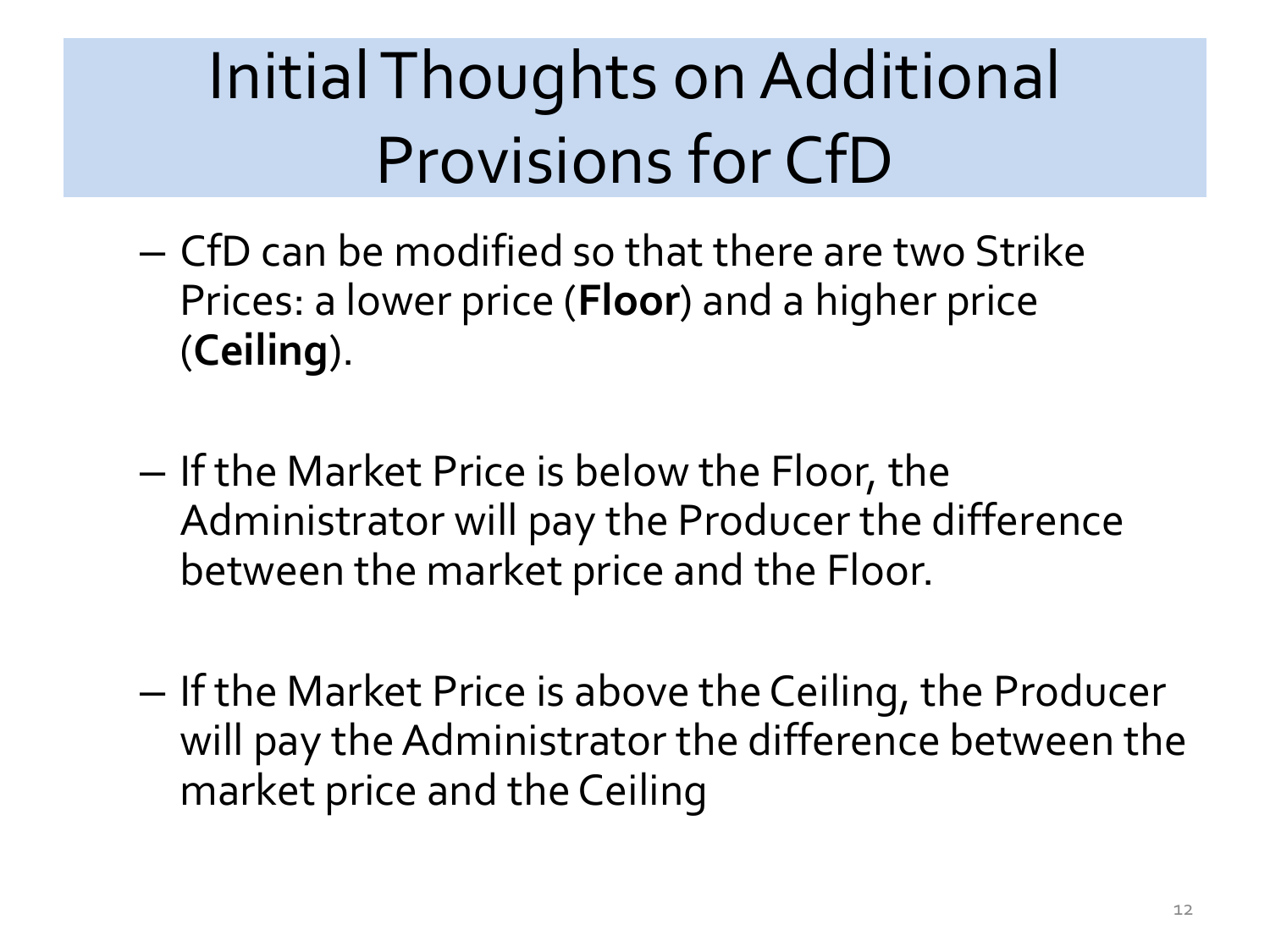# Initial Thoughts on Additional Provisions for CfD

- CfD can be modified so that there are two Strike Prices: a lower price (**Floor**) and a higher price (**Ceiling**).

- If the Market Price is below the Floor, the Administrator will pay the Producer the difference between the market price and the Floor.

- If the Market Price is above the Ceiling, the Producer will pay the Administrator the difference between the market price and the Ceiling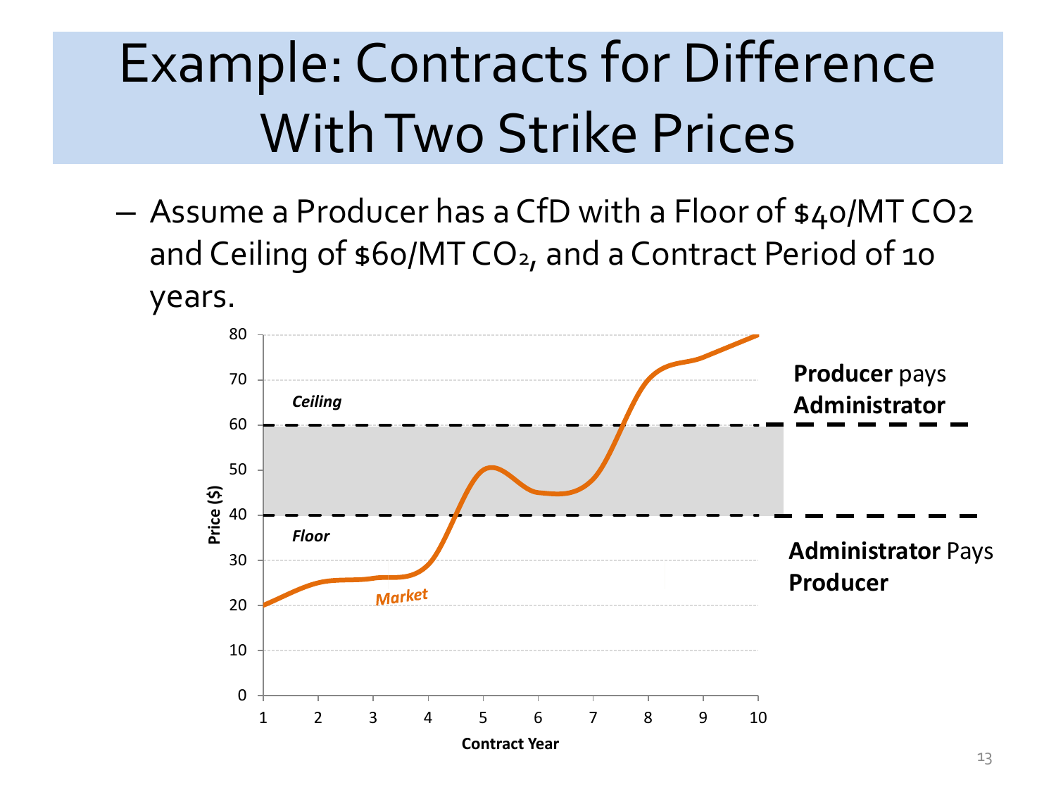# Example: Contracts for Difference With Two Strike Prices

- Assume a Producer has a CfD with a Floor of $40/MT CO2 and Ceiling of $60/MT $CO_2$, and a Contract Period of 10 years.

Ceiling

Floor

Market

Price ($)

Contract Year

**Producer** pays **Administrator**

**Administrator** Pays **Producer**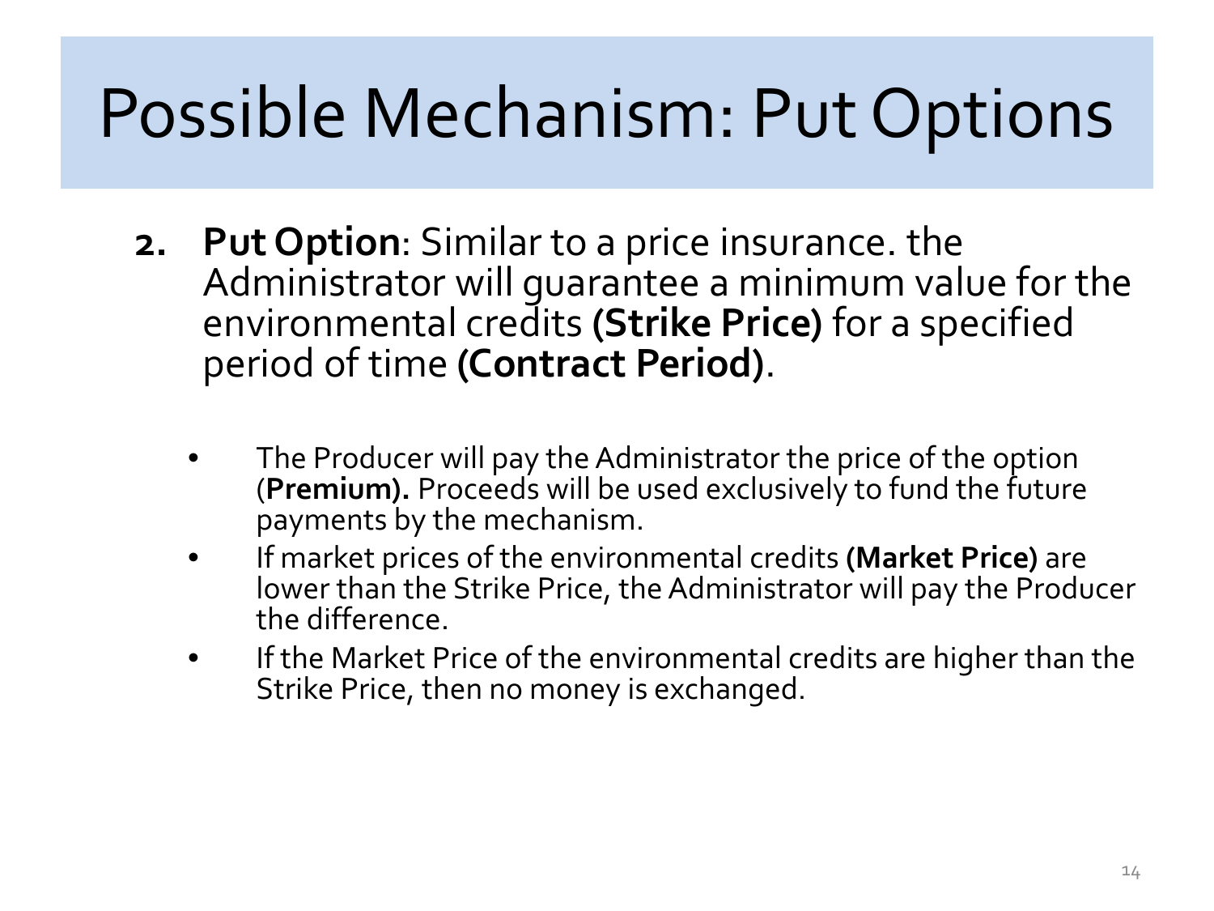# Possible Mechanism: Put Options

2. **Put Option**: Similar to a price insurance. the Administrator will guarantee a minimum value for the environmental credits **(Strike Price)** for a specified period of time **(Contract Period)**.

   - The Producer will pay the Administrator the price of the option (**Premium).** Proceeds will be used exclusively to fund the future payments by the mechanism.
   - If market prices of the environmental credits **(Market Price)** are lower than the Strike Price, the Administrator will pay the Producer the difference.
   - If the Market Price of the environmental credits are higher than the Strike Price, then no money is exchanged.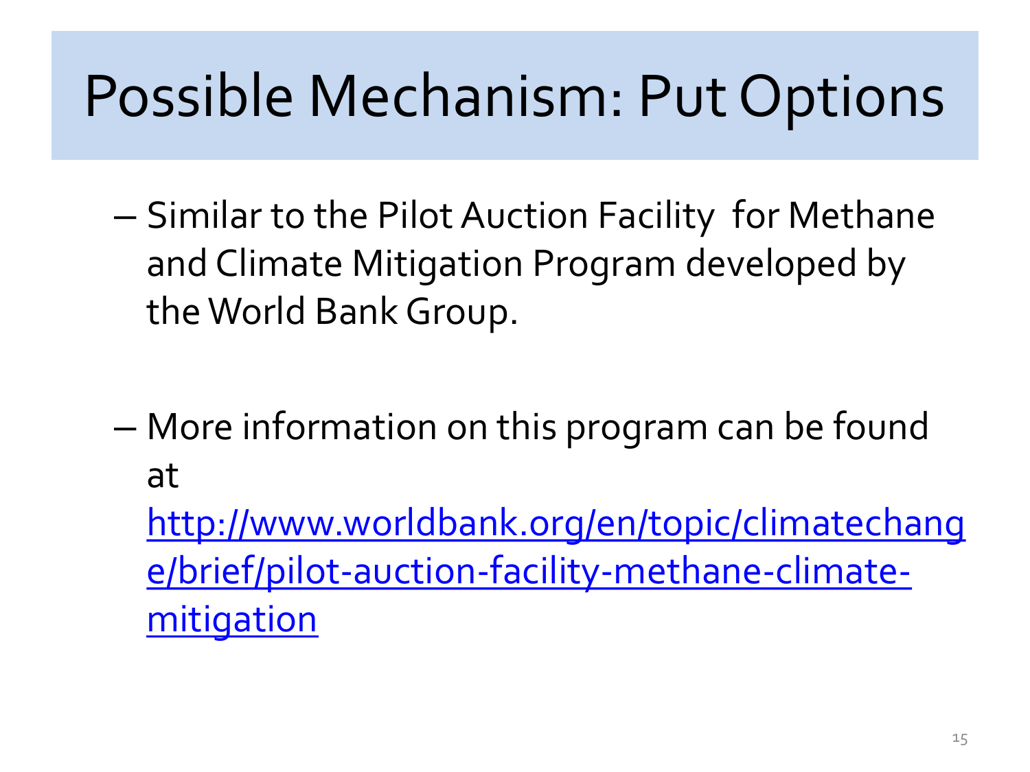# Possible Mechanism: Put Options

- Similar to the Pilot Auction Facility for Methane and Climate Mitigation Program developed by the World Bank Group.

- More information on this program can be found at [http://www.worldbank.org/en/topic/climatechange/brief/pilot-auction-facility-methane-climate-mitigation](http://www.worldbank.org/en/topic/climatechange/brief/pilot-auction-facility-methane-climate-mitigation)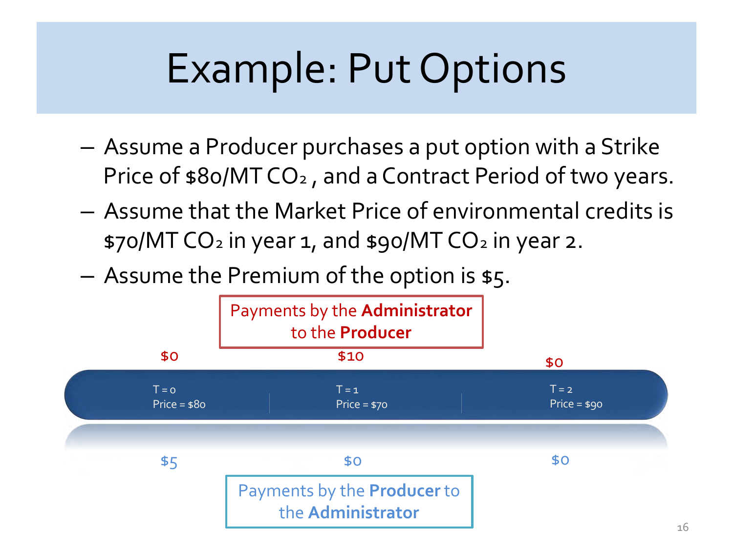# Example: Put Options

- Assume a Producer purchases a put option with a Strike Price of \$80/MT $CO_2$, and a Contract Period of two years.
- Assume that the Market Price of environmental credits is \$70/MT $CO_2$ in year 1, and \$90/MT $CO_2$ in year 2.
- Assume the Premium of the option is \$5.

| | T = 0 | T = 1 | T = 2 |
|---|---|---|---|
| Price | \$80 | \$70 | \$90 |
| Payments by the **Administrator** to the **Producer** | \$0 | \$10 | \$0 |
| Payments by the **Producer** to the **Administrator** | \$5 | \$0 | \$0 |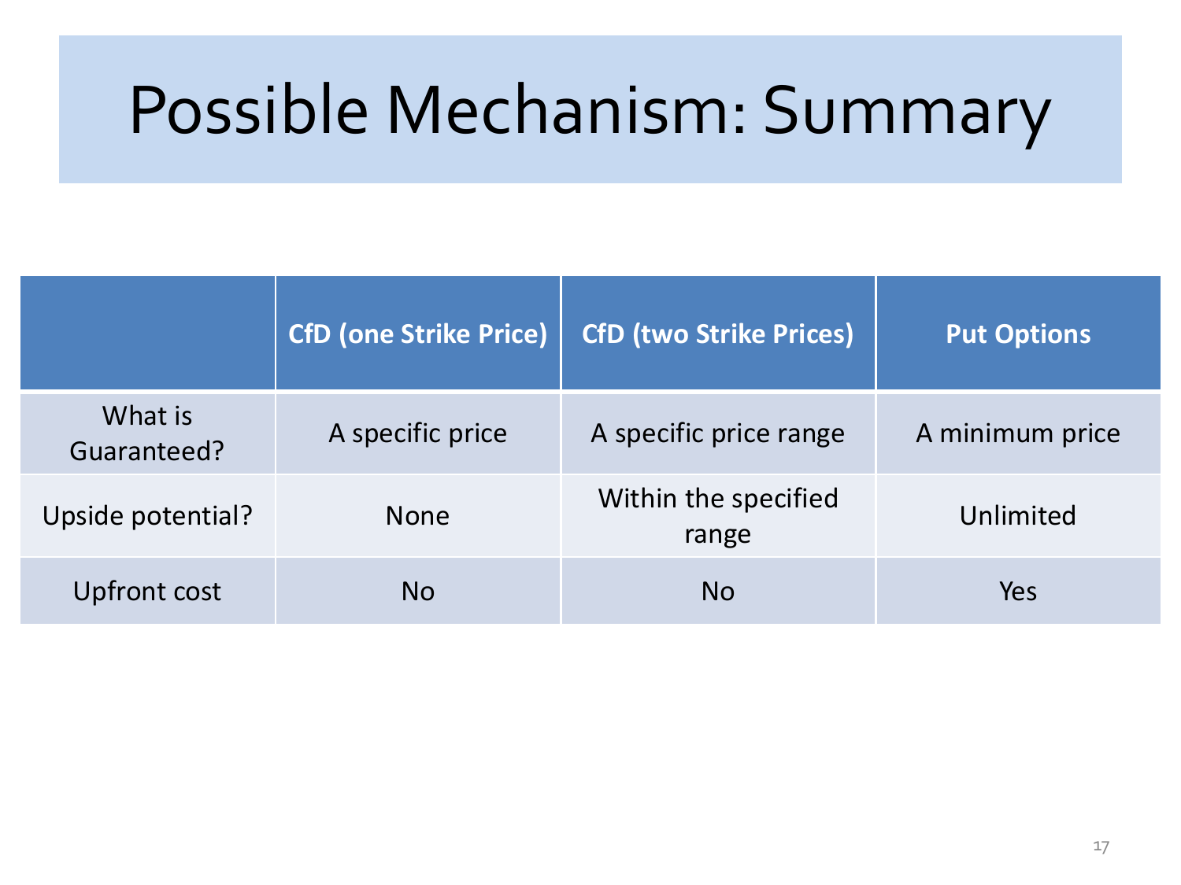# Possible Mechanism: Summary

| | CfD (one Strike Price) | CfD (two Strike Prices) | Put Options |
|---|---|---|---|
| What is Guaranteed? | A specific price | A specific price range | A minimum price |
| Upside potential? | None | Within the specified range | Unlimited |
| Upfront cost | No | No | Yes |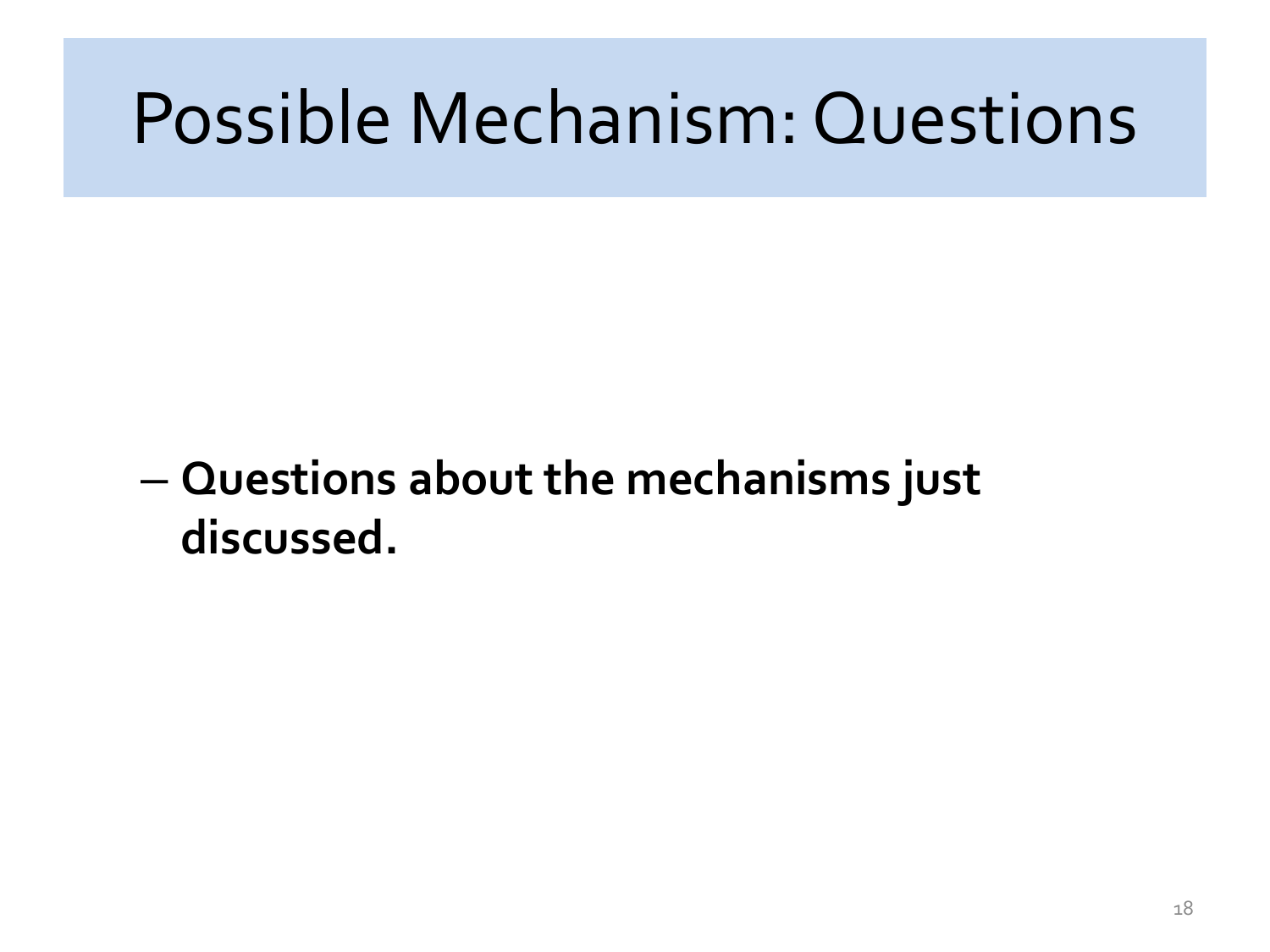# Possible Mechanism: Questions

- **Questions about the mechanisms just discussed.**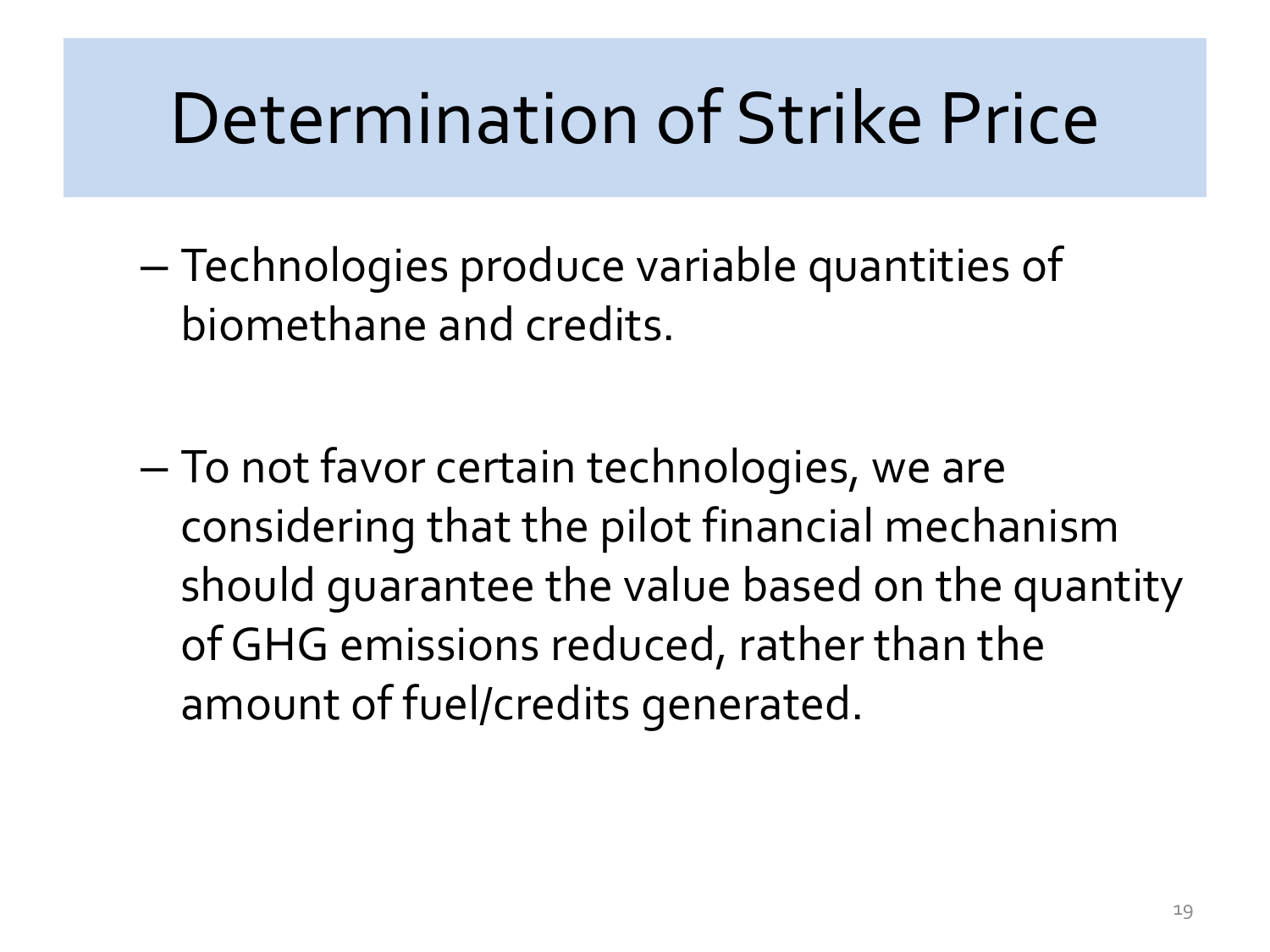# Determination of Strike Price

- Technologies produce variable quantities of biomethane and credits.

- To not favor certain technologies, we are considering that the pilot financial mechanism should guarantee the value based on the quantity of GHG emissions reduced, rather than the amount of fuel/credits generated.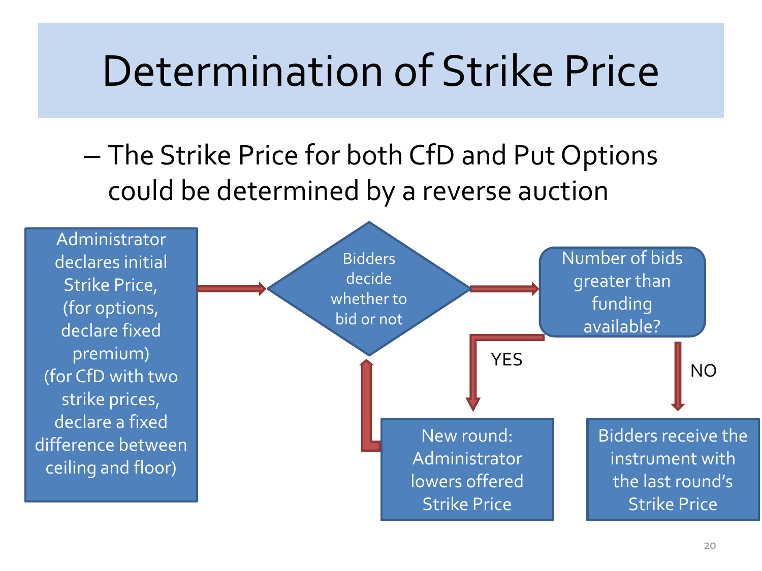# Determination of Strike Price

- The Strike Price for both CfD and Put Options could be determined by a reverse auction

Administrator declares initial Strike Price, (for options, declare fixed premium) (for CfD with two strike prices, declare a fixed difference between ceiling and floor)

Bidders decide whether to bid or not

Number of bids greater than funding available?

YES

New round: Administrator lowers offered Strike Price

NO

Bidders receive the instrument with the last round's Strike Price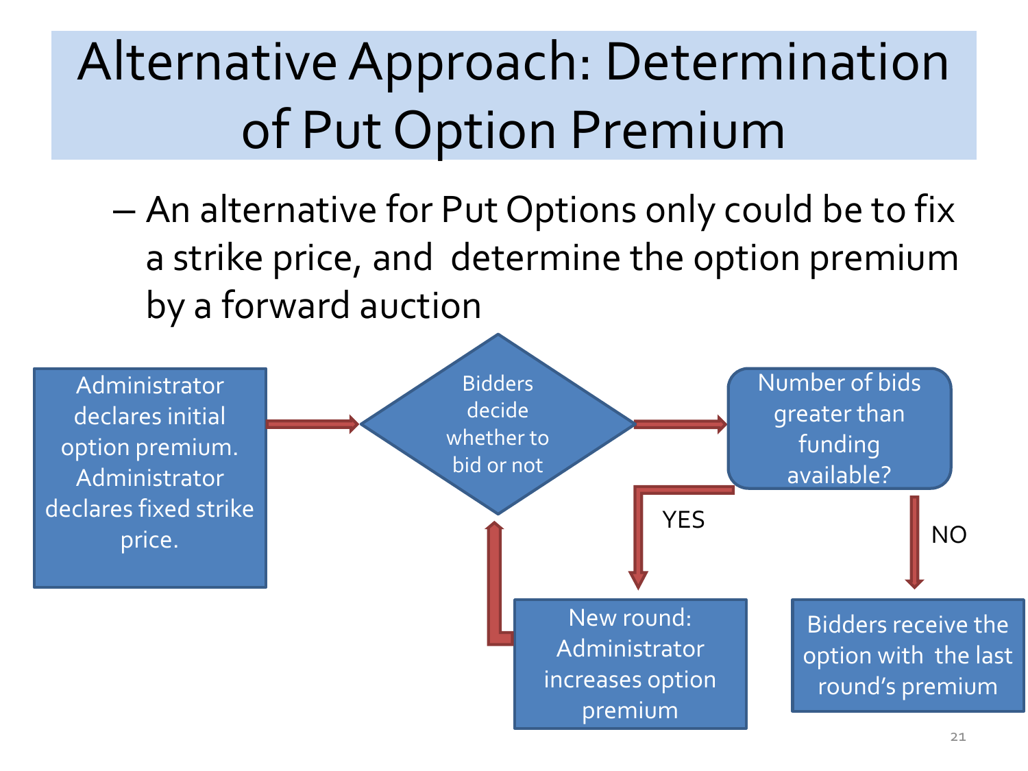# Alternative Approach: Determination of Put Option Premium

- An alternative for Put Options only could be to fix a strike price, and determine the option premium by a forward auction

Administrator declares initial option premium. Administrator declares fixed strike price.

Bidders decide whether to bid or not

Number of bids greater than funding available?

YES

New round: Administrator increases option premium

NO

Bidders receive the option with the last round's premium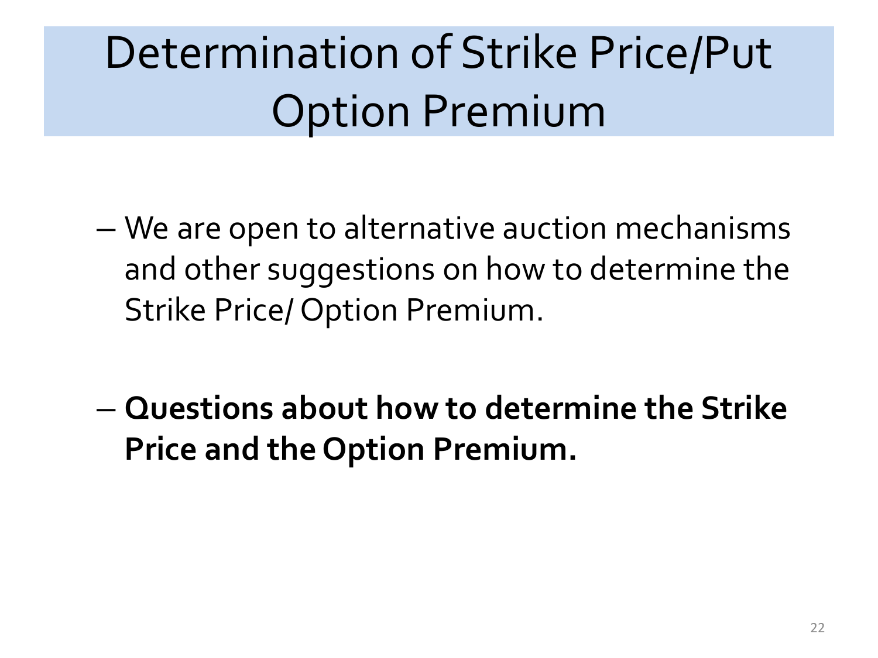# Determination of Strike Price/Put Option Premium

- We are open to alternative auction mechanisms and other suggestions on how to determine the Strike Price/ Option Premium.

- **Questions about how to determine the Strike Price and the Option Premium.**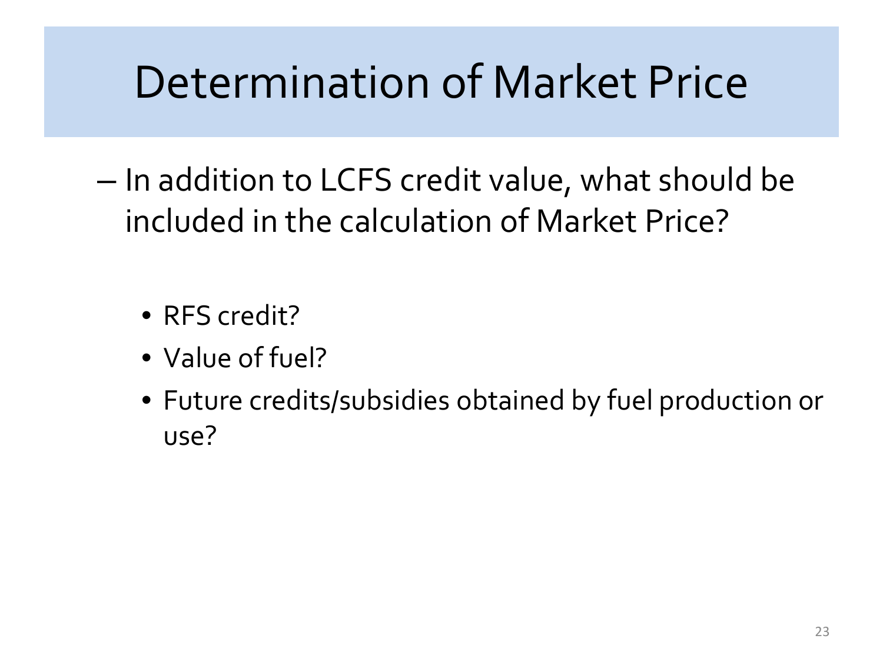# Determination of Market Price

- In addition to LCFS credit value, what should be included in the calculation of Market Price?
  - RFS credit?
  - Value of fuel?
  - Future credits/subsidies obtained by fuel production or use?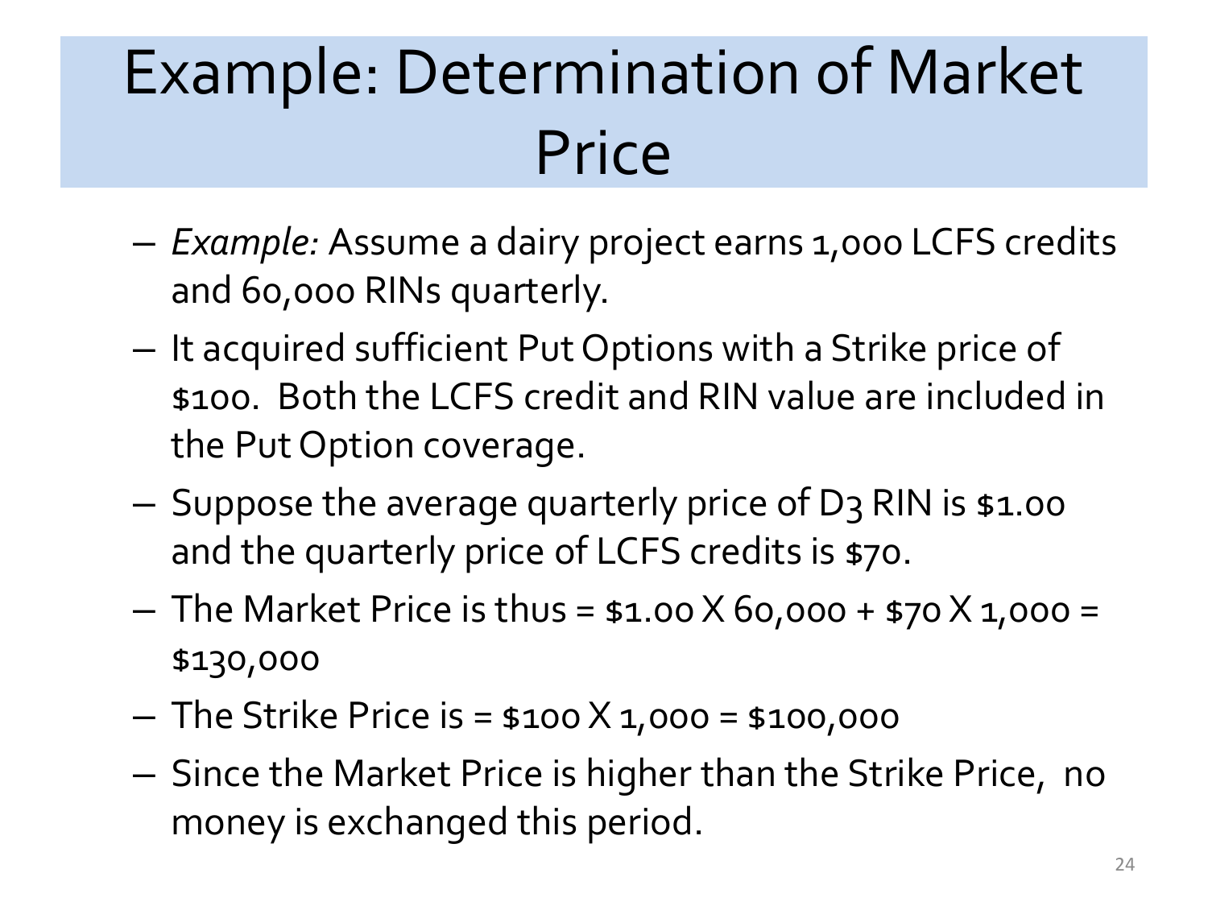# Example: Determination of Market Price

- *Example:* Assume a dairy project earns 1,000 LCFS credits and 60,000 RINs quarterly.
- It acquired sufficient Put Options with a Strike price of $100. Both the LCFS credit and RIN value are included in the Put Option coverage.
- Suppose the average quarterly price of D3 RIN is $1.00 and the quarterly price of LCFS credits is $70.
- The Market Price is thus = $1.00 X 60,000 + $70 X 1,000 = $130,000
- The Strike Price is = $100 X 1,000 = $100,000
- Since the Market Price is higher than the Strike Price, no money is exchanged this period.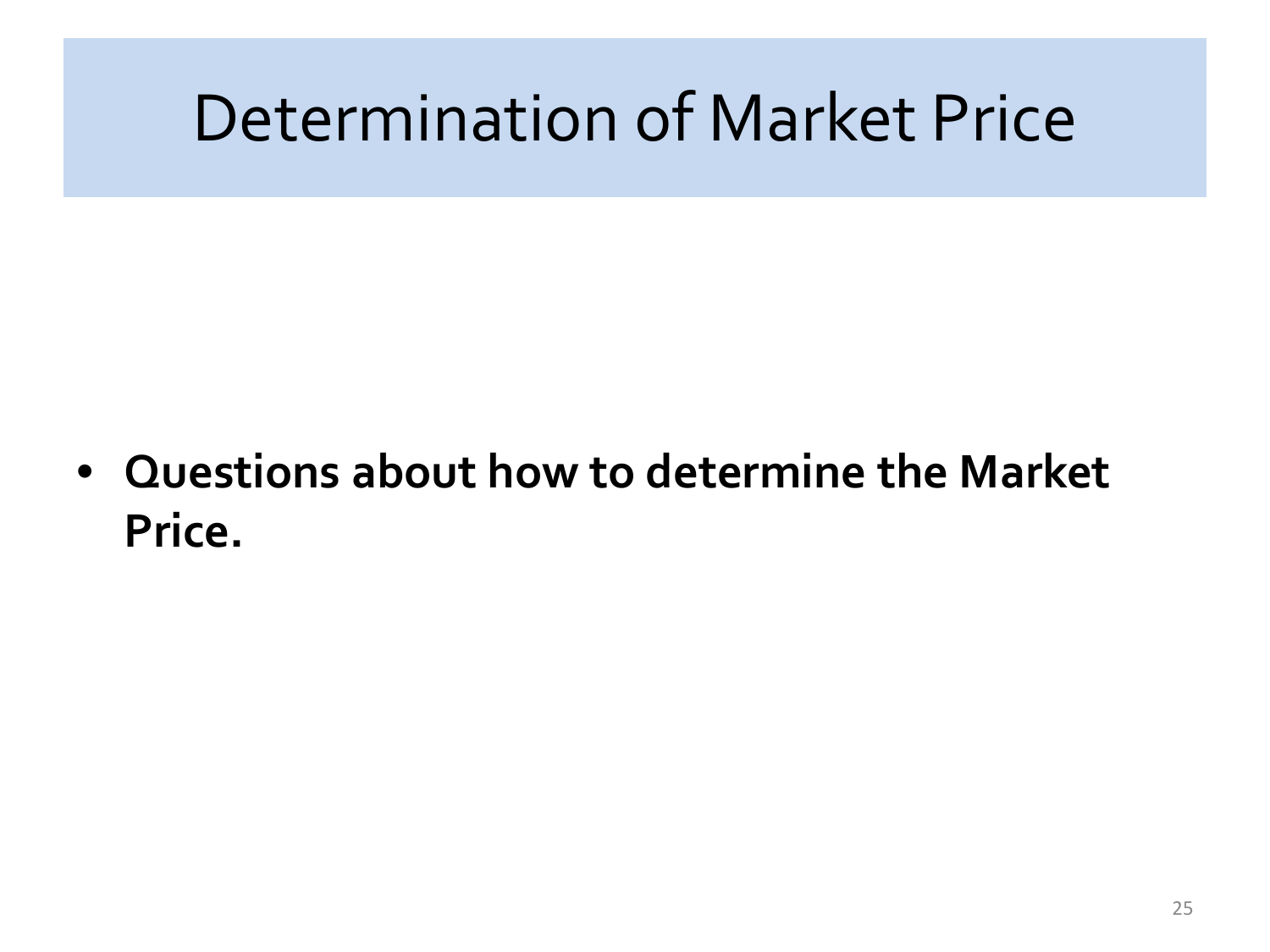# Determination of Market Price

- **Questions about how to determine the Market Price.**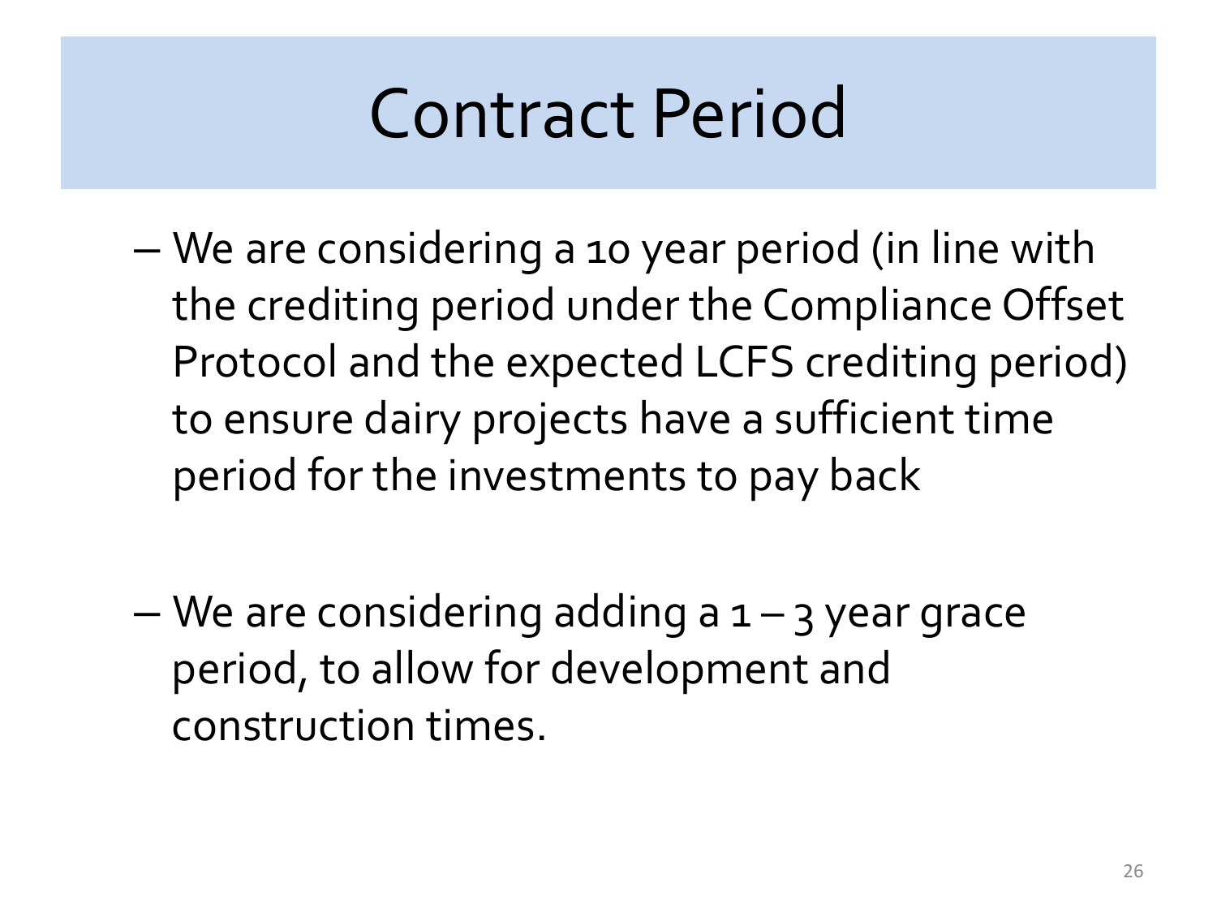# Contract Period

- We are considering a 10 year period (in line with the crediting period under the Compliance Offset Protocol and the expected LCFS crediting period) to ensure dairy projects have a sufficient time period for the investments to pay back

- We are considering adding a 1 – 3 year grace period, to allow for development and construction times.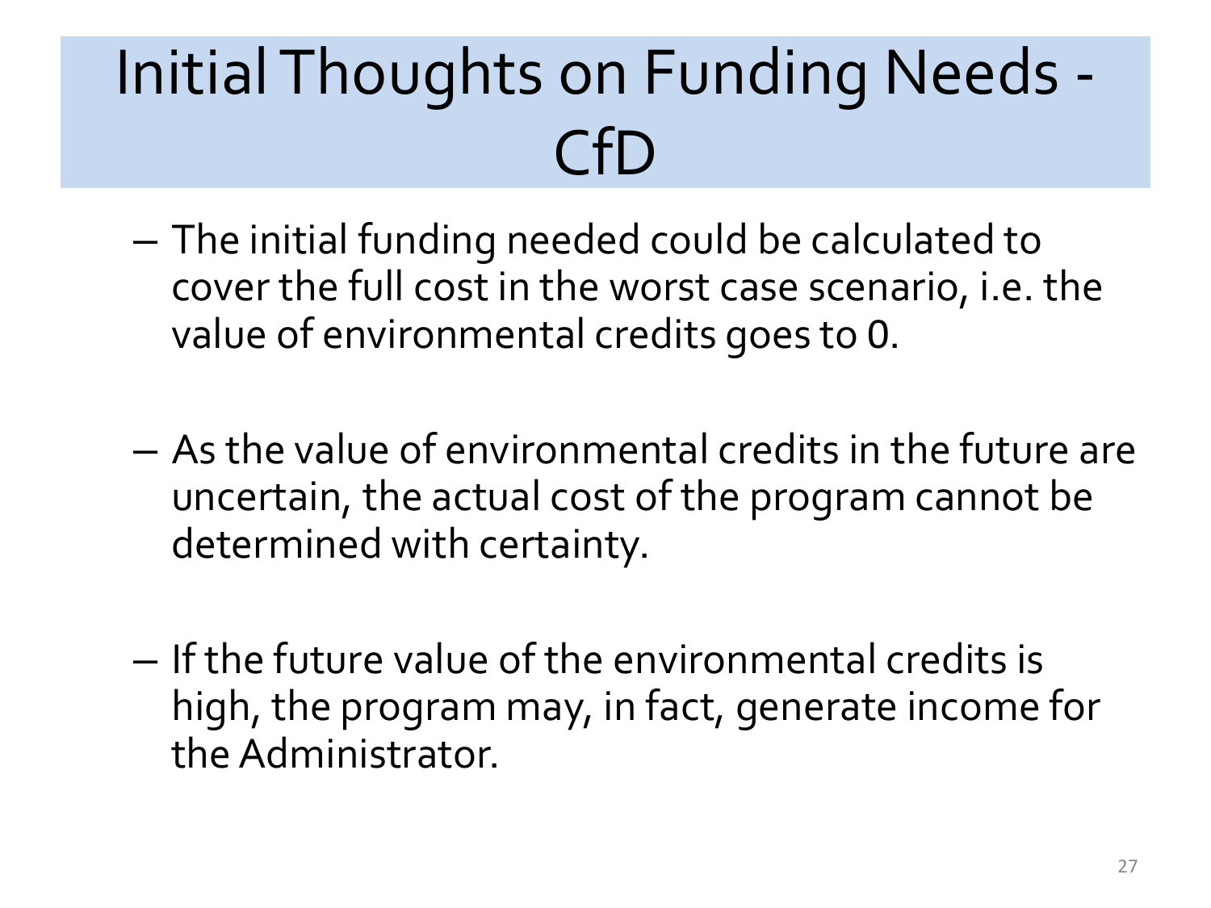# Initial Thoughts on Funding Needs - CfD

- The initial funding needed could be calculated to cover the full cost in the worst case scenario, i.e. the value of environmental credits goes to 0.
- As the value of environmental credits in the future are uncertain, the actual cost of the program cannot be determined with certainty.
- If the future value of the environmental credits is high, the program may, in fact, generate income for the Administrator.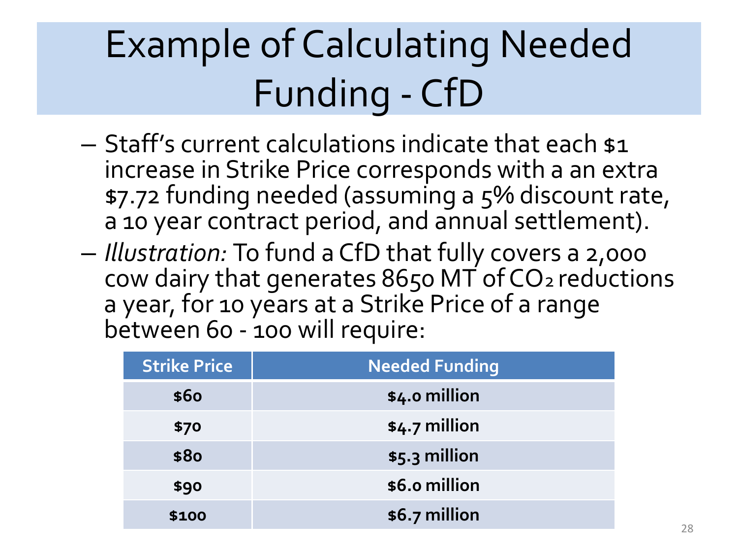# Example of Calculating Needed Funding - CfD

- Staff's current calculations indicate that each $1 increase in Strike Price corresponds with a an extra $7.72 funding needed (assuming a 5% discount rate, a 10 year contract period, and annual settlement).
- *Illustration:* To fund a CfD that fully covers a 2,000 cow dairy that generates 8650 MT of $CO_2$ reductions a year, for 10 years at a Strike Price of a range between 60 - 100 will require:

| Strike Price | Needed Funding |
|---|---|
| **$60** | **$4.0 million** |
| **$70** | **$4.7 million** |
| **$80** | **$5.3 million** |
| **$90** | **$6.0 million** |
| **$100** | **$6.7 million** |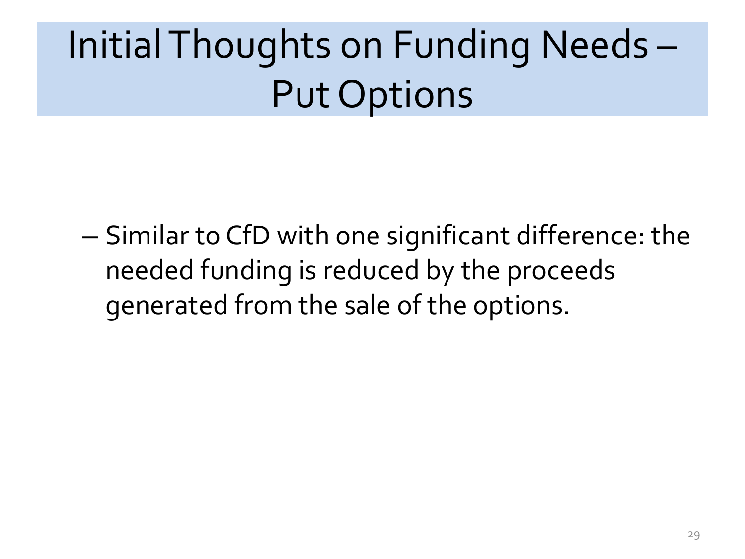# Initial Thoughts on Funding Needs – Put Options

- Similar to CfD with one significant difference: the needed funding is reduced by the proceeds generated from the sale of the options.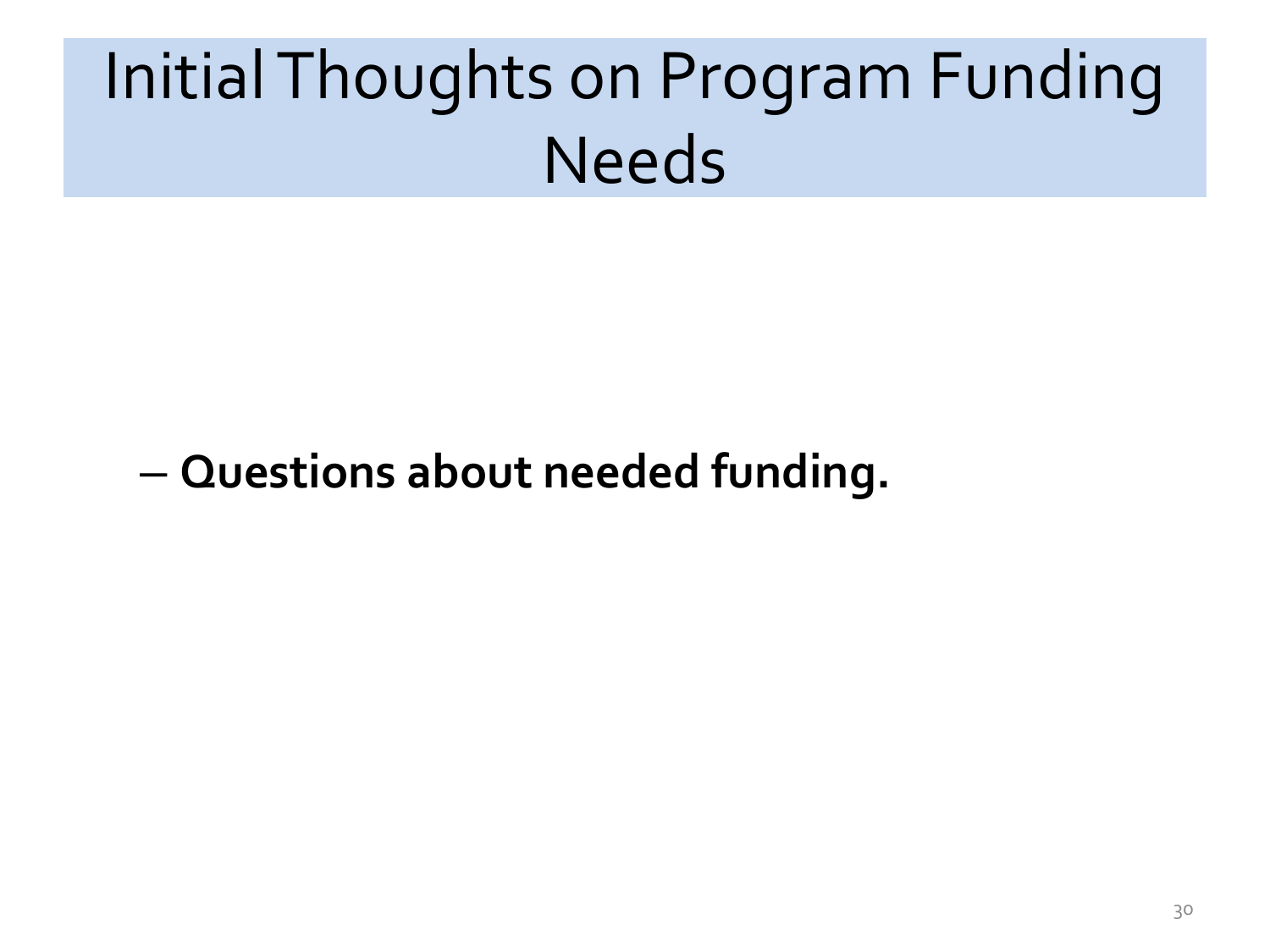# Initial Thoughts on Program Funding Needs

- **Questions about needed funding.**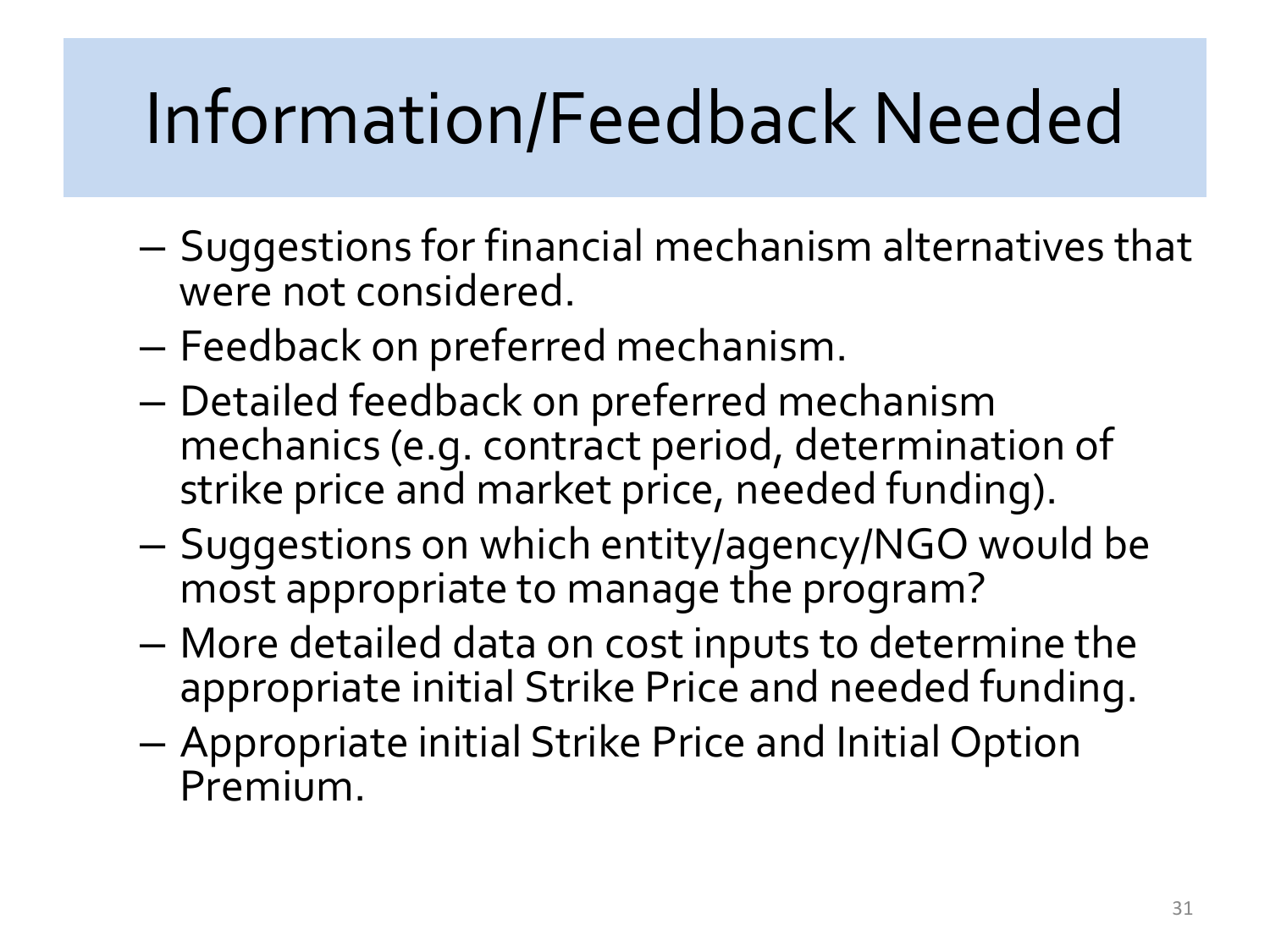# Information/Feedback Needed

- Suggestions for financial mechanism alternatives that were not considered.
- Feedback on preferred mechanism.
- Detailed feedback on preferred mechanism mechanics (e.g. contract period, determination of strike price and market price, needed funding).
- Suggestions on which entity/agency/NGO would be most appropriate to manage the program?
- More detailed data on cost inputs to determine the appropriate initial Strike Price and needed funding.
- Appropriate initial Strike Price and Initial Option Premium.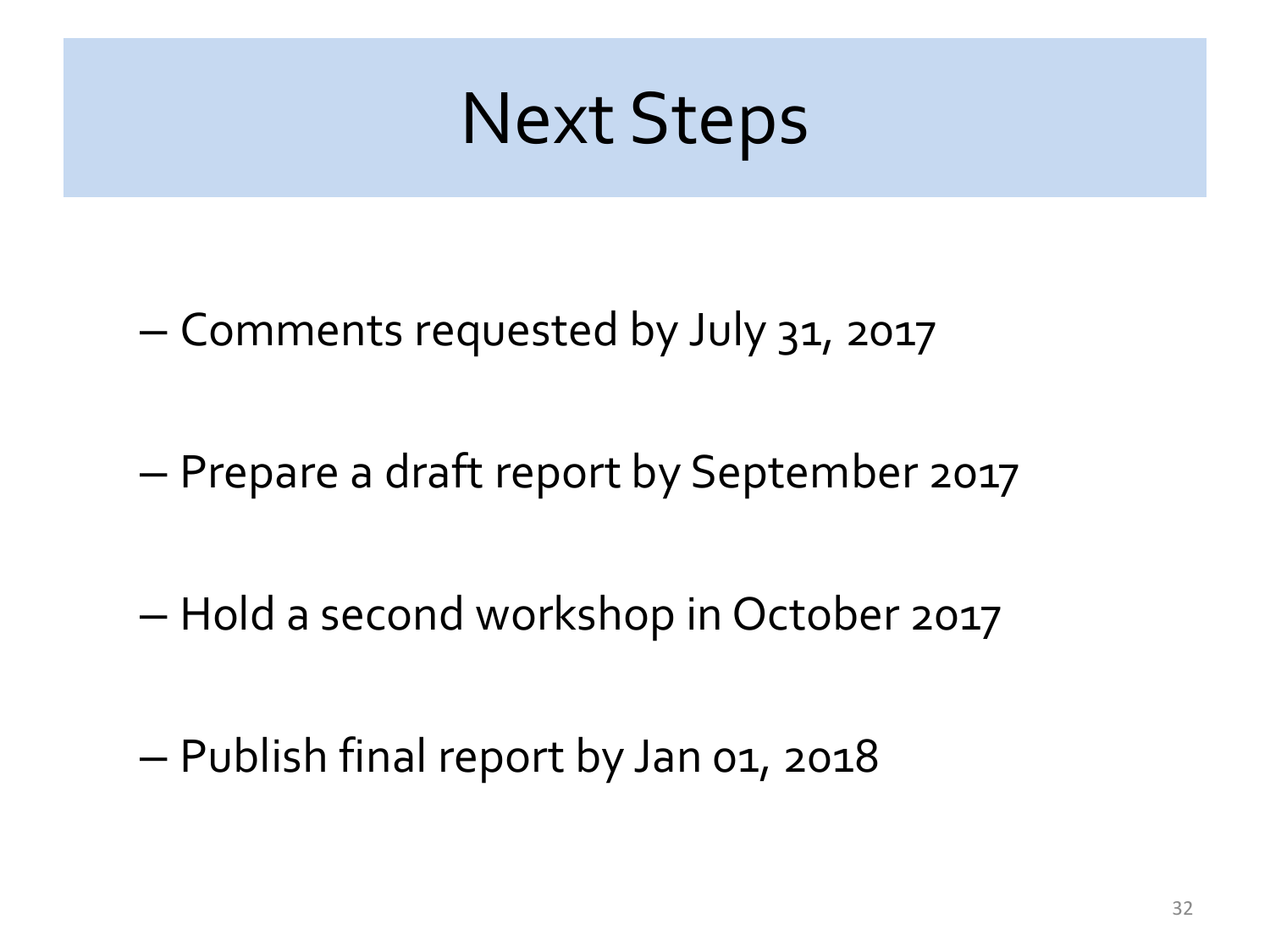# Next Steps

- Comments requested by July 31, 2017
- Prepare a draft report by September 2017
- Hold a second workshop in October 2017
- Publish final report by Jan 01, 2018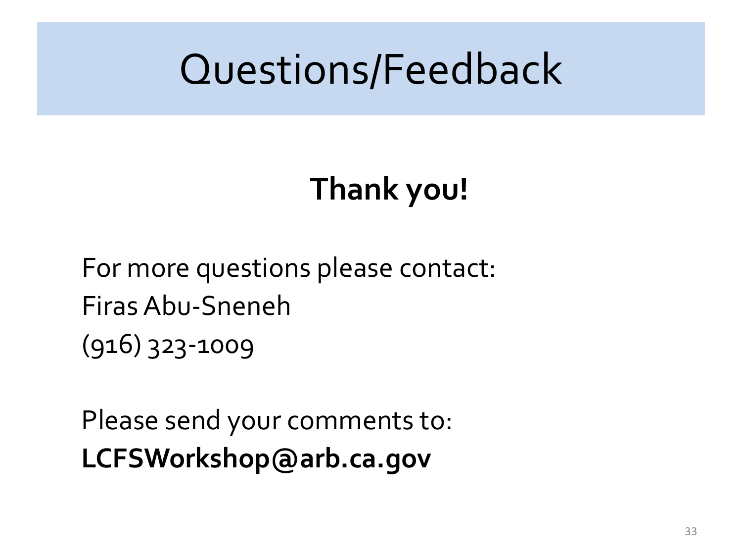# Questions/Feedback

**Thank you!**

For more questions please contact:
Firas Abu-Sneneh
(916) 323-1009

Please send your comments to:
**LCFSWorkshop@arb.ca.gov**